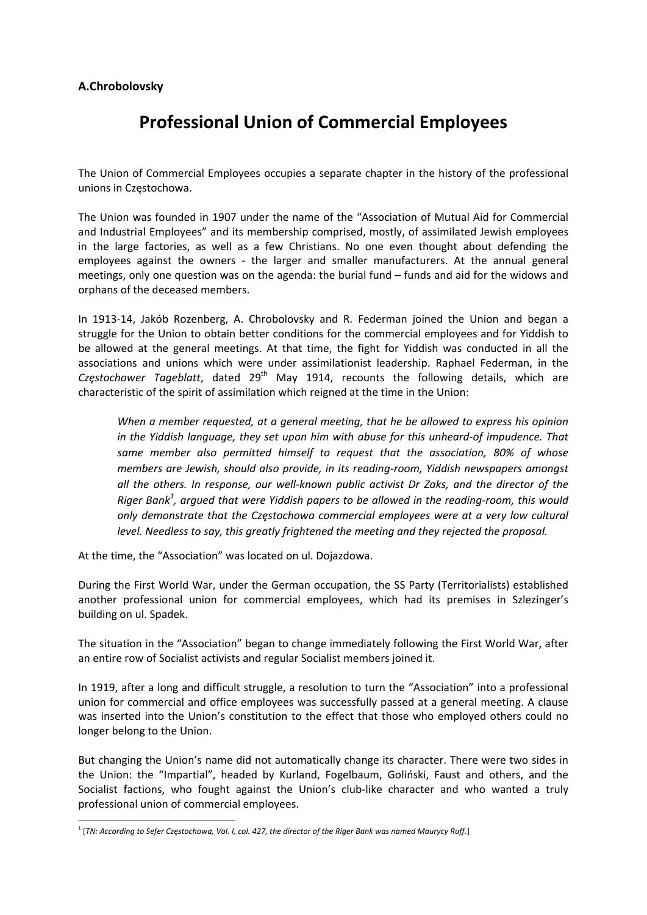**A.Chrobolovsky**

# Professional Union of Commercial Employees

The Union of Commercial Employees occupies a separate chapter in the history of the professional unions in Częstochowa.

The Union was founded in 1907 under the name of the "Association of Mutual Aid for Commercial and Industrial Employees" and its membership comprised, mostly, of assimilated Jewish employees in the large factories, as well as a few Christians. No one even thought about defending the employees against the owners - the larger and smaller manufacturers. At the annual general meetings, only one question was on the agenda: the burial fund – funds and aid for the widows and orphans of the deceased members.

In 1913-14, Jakób Rozenberg, A. Chrobolovsky and R. Federman joined the Union and began a struggle for the Union to obtain better conditions for the commercial employees and for Yiddish to be allowed at the general meetings. At that time, the fight for Yiddish was conducted in all the associations and unions which were under assimilationist leadership. Raphael Federman, in the *Częstochower Tageblatt*, dated 29th May 1914, recounts the following details, which are characteristic of the spirit of assimilation which reigned at the time in the Union:

> *When a member requested, at a general meeting, that he be allowed to express his opinion in the Yiddish language, they set upon him with abuse for this unheard-of impudence. That same member also permitted himself to request that the association, 80% of whose members are Jewish, should also provide, in its reading-room, Yiddish newspapers amongst all the others. In response, our well-known public activist Dr Zaks, and the director of the Riger Bank[1], argued that were Yiddish papers to be allowed in the reading-room, this would only demonstrate that the Częstochowa commercial employees were at a very low cultural level. Needless to say, this greatly frightened the meeting and they rejected the proposal.*

At the time, the "Association" was located on ul. Dojazdowa.

During the First World War, under the German occupation, the SS Party (Territorialists) established another professional union for commercial employees, which had its premises in Szlezinger's building on ul. Spadek.

The situation in the "Association" began to change immediately following the First World War, after an entire row of Socialist activists and regular Socialist members joined it.

In 1919, after a long and difficult struggle, a resolution to turn the "Association" into a professional union for commercial and office employees was successfully passed at a general meeting. A clause was inserted into the Union's constitution to the effect that those who employed others could no longer belong to the Union.

But changing the Union's name did not automatically change its character. There were two sides in the Union: the "Impartial", headed by Kurland, Fogelbaum, Goliński, Faust and others, and the Socialist factions, who fought against the Union's club-like character and who wanted a truly professional union of commercial employees.

---

[1] [*TN: According to Sefer Częstochowa, Vol. I, col. 427, the director of the Riger Bank was named Maurycy Ruff.*]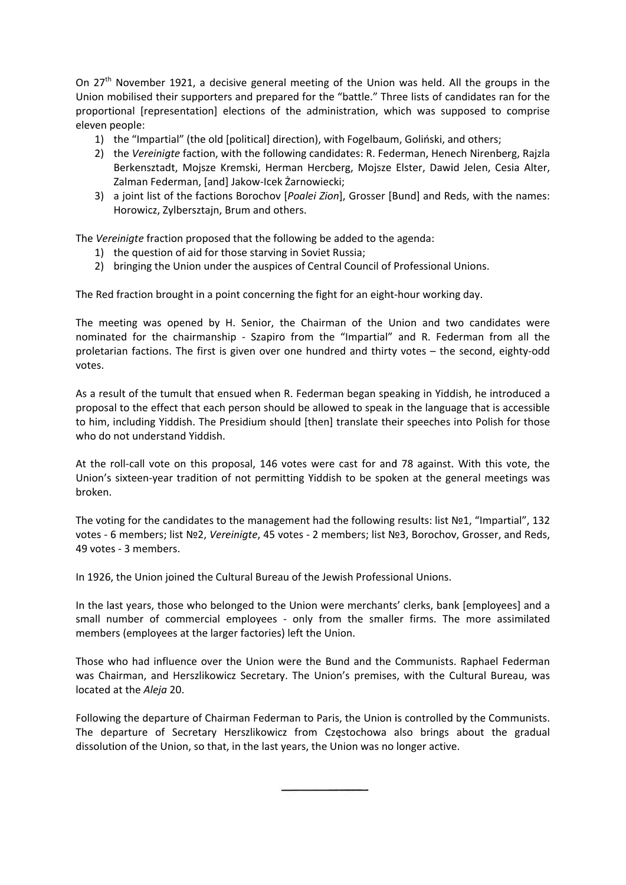On 27th November 1921, a decisive general meeting of the Union was held. All the groups in the Union mobilised their supporters and prepared for the "battle." Three lists of candidates ran for the proportional [representation] elections of the administration, which was supposed to comprise eleven people:

1) the "Impartial" (the old [political] direction), with Fogelbaum, Goliński, and others;
2) the *Vereinigte* faction, with the following candidates: R. Federman, Henech Nirenberg, Rajzla Berkensztadt, Mojsze Kremski, Herman Hercberg, Mojsze Elster, Dawid Jelen, Cesia Alter, Zalman Federman, [and] Jakow-Icek Żarnowiecki;
3) a joint list of the factions Borochov [*Poalei Zion*], Grosser [Bund] and Reds, with the names: Horowicz, Zylbersztajn, Brum and others.

The *Vereinigte* fraction proposed that the following be added to the agenda:

1) the question of aid for those starving in Soviet Russia;
2) bringing the Union under the auspices of Central Council of Professional Unions.

The Red fraction brought in a point concerning the fight for an eight-hour working day.

The meeting was opened by H. Senior, the Chairman of the Union and two candidates were nominated for the chairmanship - Szapiro from the "Impartial" and R. Federman from all the proletarian factions. The first is given over one hundred and thirty votes – the second, eighty-odd votes.

As a result of the tumult that ensued when R. Federman began speaking in Yiddish, he introduced a proposal to the effect that each person should be allowed to speak in the language that is accessible to him, including Yiddish. The Presidium should [then] translate their speeches into Polish for those who do not understand Yiddish.

At the roll-call vote on this proposal, 146 votes were cast for and 78 against. With this vote, the Union's sixteen-year tradition of not permitting Yiddish to be spoken at the general meetings was broken.

The voting for the candidates to the management had the following results: list №1, "Impartial", 132 votes - 6 members; list №2, *Vereinigte*, 45 votes - 2 members; list №3, Borochov, Grosser, and Reds, 49 votes - 3 members.

In 1926, the Union joined the Cultural Bureau of the Jewish Professional Unions.

In the last years, those who belonged to the Union were merchants' clerks, bank [employees] and a small number of commercial employees - only from the smaller firms. The more assimilated members (employees at the larger factories) left the Union.

Those who had influence over the Union were the Bund and the Communists. Raphael Federman was Chairman, and Herszlikowicz Secretary. The Union's premises, with the Cultural Bureau, was located at the *Aleja* 20.

Following the departure of Chairman Federman to Paris, the Union is controlled by the Communists. The departure of Secretary Herszlikowicz from Częstochowa also brings about the gradual dissolution of the Union, so that, in the last years, the Union was no longer active.

---